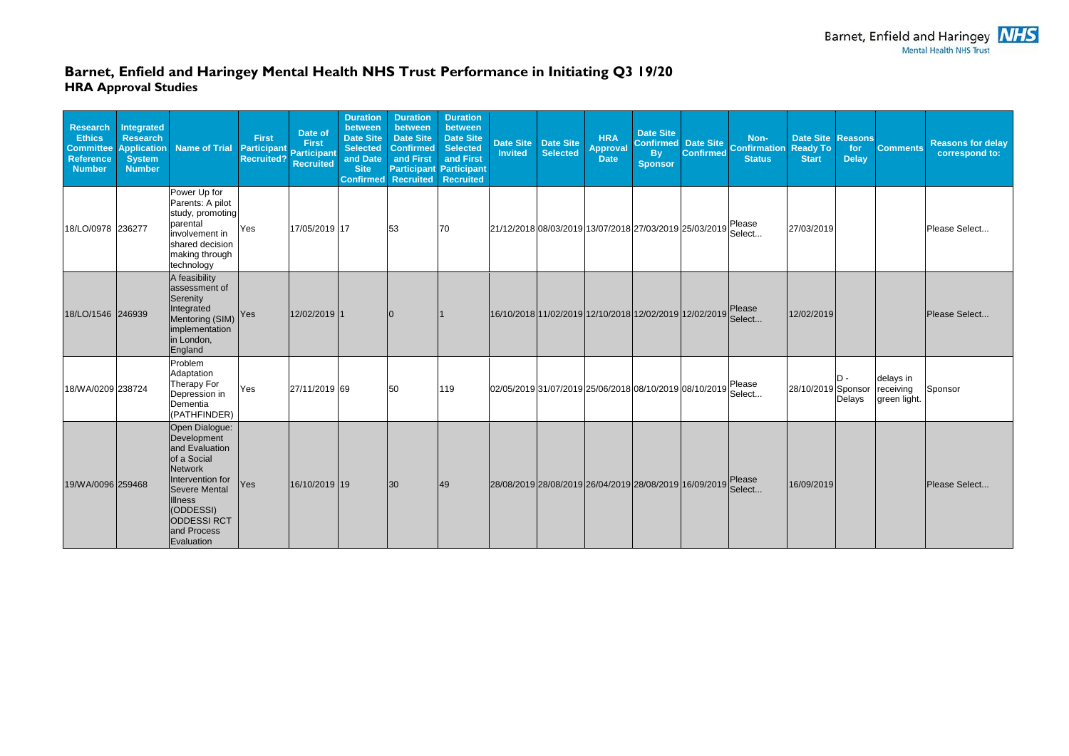# Barnet, Enfield and Haringey Mental Health NHS Trust Performance in Initiating Q3 19/20

## HRA Approval Studies

| Research Ethics Committee Reference Number | Integrated Research Application System Number | Name of Trial | First Participant Recruited? | Date of First Participant Recruited | Duration between Date Site Selected and Date Site Confirmed | Duration between Date Site Confirmed and First Participant Recruited | Duration between Date Site Selected and First Participant Recruited | Date Site Invited | Date Site Selected | HRA Approval Date | Date Site Confirmed By Sponsor | Date Site Confirmed | Non-Confirmation Status | Date Site Ready To Start | Reasons for Delay | Comments | Reasons for delay correspond to: |
|---|---|---|---|---|---|---|---|---|---|---|---|---|---|---|---|---|---|
| 18/LO/0978 | 236277 | Power Up for Parents: A pilot study, promoting parental involvement in shared decision making through technology | Yes | 17/05/2019 | 17 | 53 | 70 | 21/12/2018 | 08/03/2019 | 13/07/2018 | 27/03/2019 | 25/03/2019 | Please Select... | 27/03/2019 | | | Please Select... |
| 18/LO/1546 | 246939 | A feasibility assessment of Serenity Integrated Mentoring (SIM) implementation in London, England | Yes | 12/02/2019 | 1 | 0 | 1 | 16/10/2018 | 11/02/2019 | 12/10/2018 | 12/02/2019 | 12/02/2019 | Please Select... | 12/02/2019 | | | Please Select... |
| 18/WA/0209 | 238724 | Problem Adaptation Therapy For Depression in Dementia (PATHFINDER) | Yes | 27/11/2019 | 69 | 50 | 119 | 02/05/2019 | 31/07/2019 | 25/06/2018 | 08/10/2019 | 08/10/2019 | Please Select... | 28/10/2019 | D - Sponsor Delays | delays in receiving green light. | Sponsor |
| 19/WA/0096 | 259468 | Open Dialogue: Development and Evaluation of a Social Network Intervention for Severe Mental Illness (ODDESSI) ODDESSI RCT and Process Evaluation | Yes | 16/10/2019 | 19 | 30 | 49 | 28/08/2019 | 28/08/2019 | 26/04/2019 | 28/08/2019 | 16/09/2019 | Please Select... | 16/09/2019 | | | Please Select... |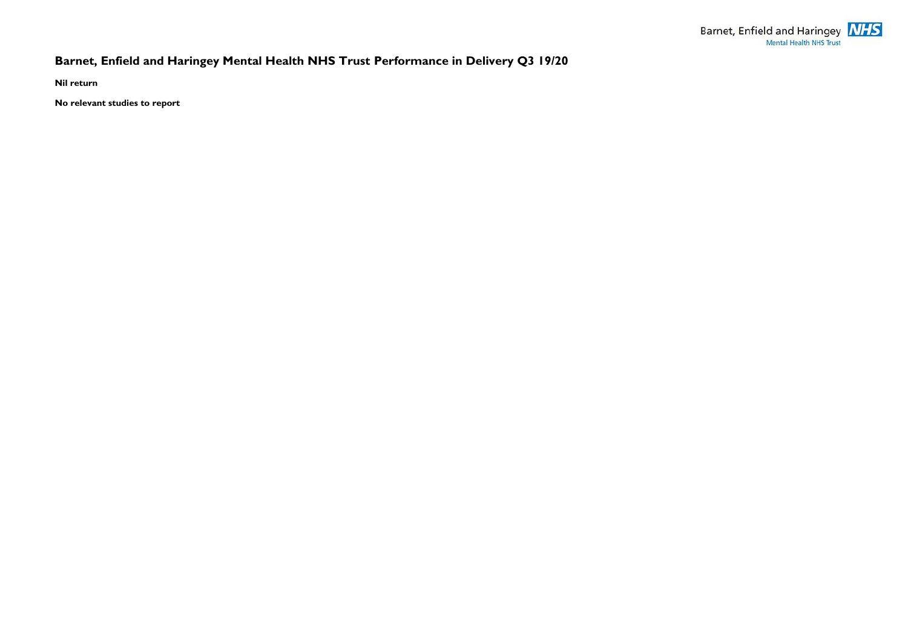# Barnet, Enfield and Haringey Mental Health NHS Trust Performance in Delivery Q3 19/20

**Nil return**

**No relevant studies to report**